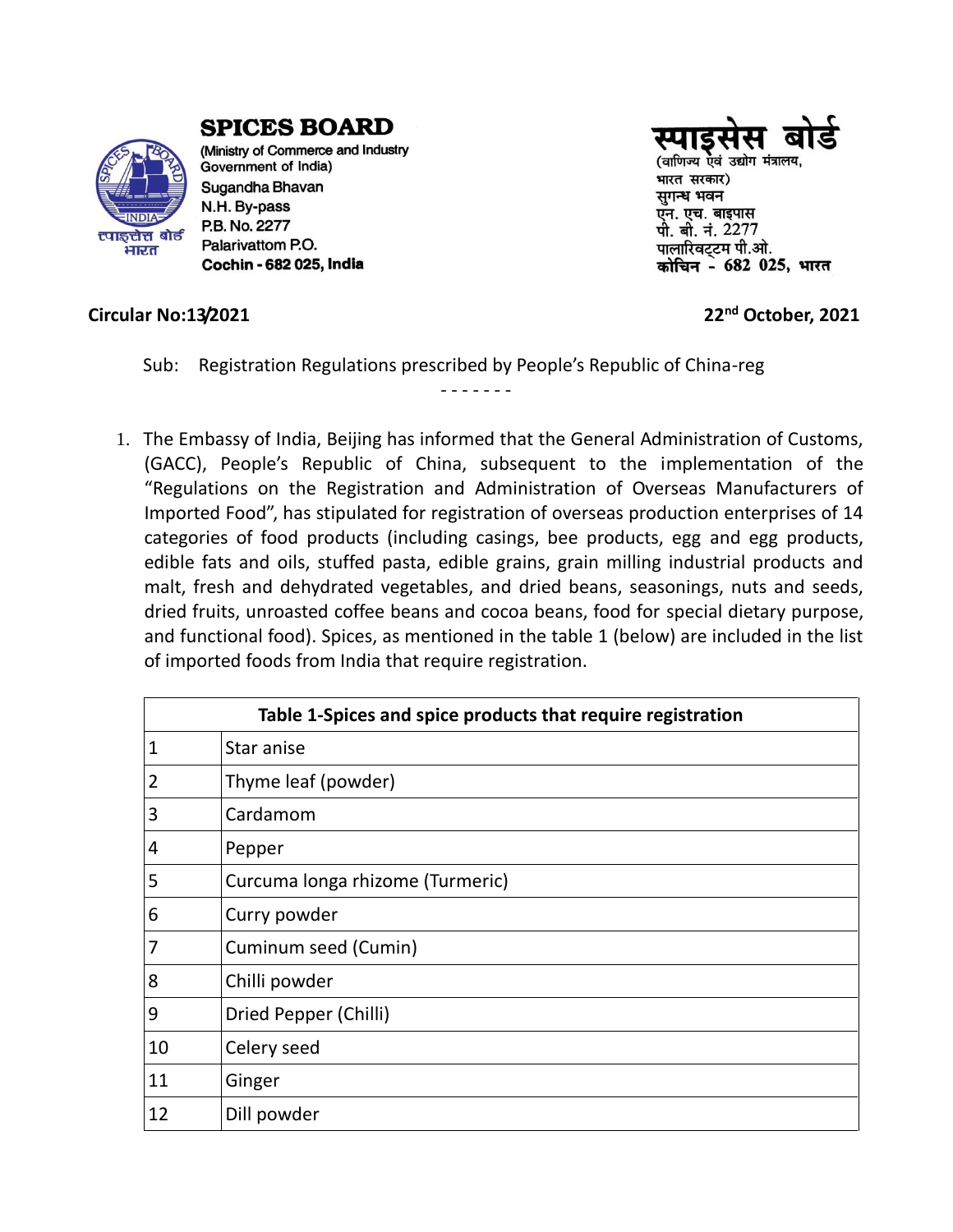**SPICES BOARD**
(Ministry of Commerce and Industry
Government of India)
Sugandha Bhavan
N.H. By-pass
P.B. No. 2277
Palarivattom P.O.
Cochin - 682 025, India

**स्पाइसेस बोर्ड**
(वाणिज्य एवं उद्योग मंत्रालय,
भारत सरकार)
सुगन्ध भवन
एन. एच. बाइपास
पी. बी. नं. 2277
पालारिवट्टम पी.ओ.
कोचिन - 682 025, भारत

**Circular No:13/2021** **22nd October, 2021**

Sub: Registration Regulations prescribed by People's Republic of China-reg

1. The Embassy of India, Beijing has informed that the General Administration of Customs, (GACC), People's Republic of China, subsequent to the implementation of the "Regulations on the Registration and Administration of Overseas Manufacturers of Imported Food", has stipulated for registration of overseas production enterprises of 14 categories of food products (including casings, bee products, egg and egg products, edible fats and oils, stuffed pasta, edible grains, grain milling industrial products and malt, fresh and dehydrated vegetables, and dried beans, seasonings, nuts and seeds, dried fruits, unroasted coffee beans and cocoa beans, food for special dietary purpose, and functional food). Spices, as mentioned in the table 1 (below) are included in the list of imported foods from India that require registration.

| Table 1-Spices and spice products that require registration | |
|---|---|
| 1 | Star anise |
| 2 | Thyme leaf (powder) |
| 3 | Cardamom |
| 4 | Pepper |
| 5 | Curcuma longa rhizome (Turmeric) |
| 6 | Curry powder |
| 7 | Cuminum seed (Cumin) |
| 8 | Chilli powder |
| 9 | Dried Pepper (Chilli) |
| 10 | Celery seed |
| 11 | Ginger |
| 12 | Dill powder |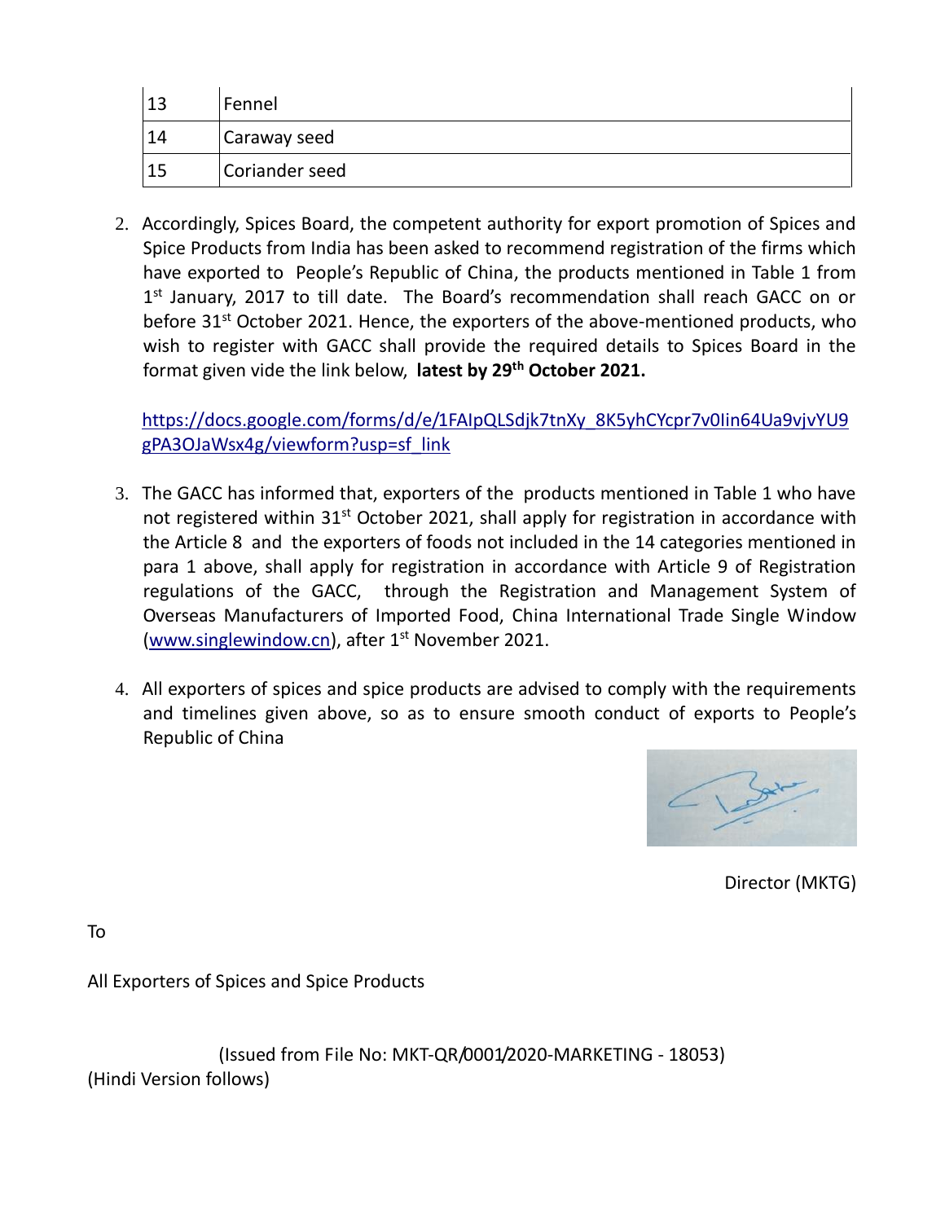| | |
|---|---|
| 13 | Fennel |
| 14 | Caraway seed |
| 15 | Coriander seed |

2. Accordingly, Spices Board, the competent authority for export promotion of Spices and Spice Products from India has been asked to recommend registration of the firms which have exported to People's Republic of China, the products mentioned in Table 1 from 1st January, 2017 to till date. The Board's recommendation shall reach GACC on or before 31st October 2021. Hence, the exporters of the above-mentioned products, who wish to register with GACC shall provide the required details to Spices Board in the format given vide the link below, **latest by 29th October 2021.**

   https://docs.google.com/forms/d/e/1FAIpQLSdjk7tnXy_8K5yhCYcpr7v0Iin64Ua9vjvYU9gPA3OJaWsx4g/viewform?usp=sf_link

3. The GACC has informed that, exporters of the products mentioned in Table 1 who have not registered within 31st October 2021, shall apply for registration in accordance with the Article 8 and the exporters of foods not included in the 14 categories mentioned in para 1 above, shall apply for registration in accordance with Article 9 of Registration regulations of the GACC, through the Registration and Management System of Overseas Manufacturers of Imported Food, China International Trade Single Window (www.singlewindow.cn), after 1st November 2021.

4. All exporters of spices and spice products are advised to comply with the requirements and timelines given above, so as to ensure smooth conduct of exports to People's Republic of China

Director (MKTG)

To

All Exporters of Spices and Spice Products

(Issued from File No: MKT-QR/0001/2020-MARKETING - 18053)

(Hindi Version follows)